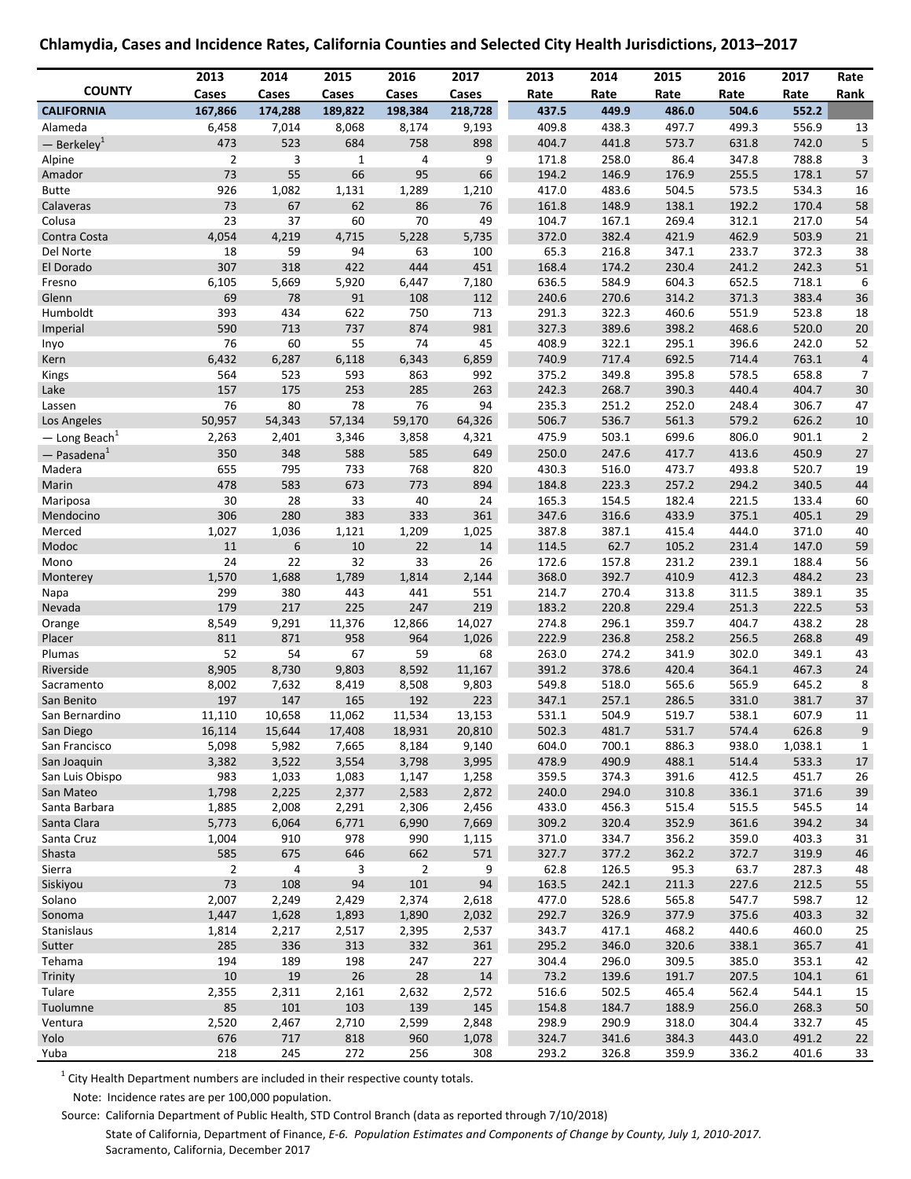## Chlamydia, Cases and Incidence Rates, California Counties and Selected City Health Jurisdictions, 2013–2017

| COUNTY | 2013 Cases | 2014 Cases | 2015 Cases | 2016 Cases | 2017 Cases | 2013 Rate | 2014 Rate | 2015 Rate | 2016 Rate | 2017 Rate | Rate Rank |
|---|---|---|---|---|---|---|---|---|---|---|---|
| **CALIFORNIA** | **167,866** | **174,288** | **189,822** | **198,384** | **218,728** | **437.5** | **449.9** | **486.0** | **504.6** | **552.2** | |
| Alameda | 6,458 | 7,014 | 8,068 | 8,174 | 9,193 | 409.8 | 438.3 | 497.7 | 499.3 | 556.9 | 13 |
| — Berkeley[1] | 473 | 523 | 684 | 758 | 898 | 404.7 | 441.8 | 573.7 | 631.8 | 742.0 | 5 |
| Alpine | 2 | 3 | 1 | 4 | 9 | 171.8 | 258.0 | 86.4 | 347.8 | 788.8 | 3 |
| Amador | 73 | 55 | 66 | 95 | 66 | 194.2 | 146.9 | 176.9 | 255.5 | 178.1 | 57 |
| Butte | 926 | 1,082 | 1,131 | 1,289 | 1,210 | 417.0 | 483.6 | 504.5 | 573.5 | 534.3 | 16 |
| Calaveras | 73 | 67 | 62 | 86 | 76 | 161.8 | 148.9 | 138.1 | 192.2 | 170.4 | 58 |
| Colusa | 23 | 37 | 60 | 70 | 49 | 104.7 | 167.1 | 269.4 | 312.1 | 217.0 | 54 |
| Contra Costa | 4,054 | 4,219 | 4,715 | 5,228 | 5,735 | 372.0 | 382.4 | 421.9 | 462.9 | 503.9 | 21 |
| Del Norte | 18 | 59 | 94 | 63 | 100 | 65.3 | 216.8 | 347.1 | 233.7 | 372.3 | 38 |
| El Dorado | 307 | 318 | 422 | 444 | 451 | 168.4 | 174.2 | 230.4 | 241.2 | 242.3 | 51 |
| Fresno | 6,105 | 5,669 | 5,920 | 6,447 | 7,180 | 636.5 | 584.9 | 604.3 | 652.5 | 718.1 | 6 |
| Glenn | 69 | 78 | 91 | 108 | 112 | 240.6 | 270.6 | 314.2 | 371.3 | 383.4 | 36 |
| Humboldt | 393 | 434 | 622 | 750 | 713 | 291.3 | 322.3 | 460.6 | 551.9 | 523.8 | 18 |
| Imperial | 590 | 713 | 737 | 874 | 981 | 327.3 | 389.6 | 398.2 | 468.6 | 520.0 | 20 |
| Inyo | 76 | 60 | 55 | 74 | 45 | 408.9 | 322.1 | 295.1 | 396.6 | 242.0 | 52 |
| Kern | 6,432 | 6,287 | 6,118 | 6,343 | 6,859 | 740.9 | 717.4 | 692.5 | 714.4 | 763.1 | 4 |
| Kings | 564 | 523 | 593 | 863 | 992 | 375.2 | 349.8 | 395.8 | 578.5 | 658.8 | 7 |
| Lake | 157 | 175 | 253 | 285 | 263 | 242.3 | 268.7 | 390.3 | 440.4 | 404.7 | 30 |
| Lassen | 76 | 80 | 78 | 76 | 94 | 235.3 | 251.2 | 252.0 | 248.4 | 306.7 | 47 |
| Los Angeles | 50,957 | 54,343 | 57,134 | 59,170 | 64,326 | 506.7 | 536.7 | 561.3 | 579.2 | 626.2 | 10 |
| — Long Beach[1] | 2,263 | 2,401 | 3,346 | 3,858 | 4,321 | 475.9 | 503.1 | 699.6 | 806.0 | 901.1 | 2 |
| — Pasadena[1] | 350 | 348 | 588 | 585 | 649 | 250.0 | 247.6 | 417.7 | 413.6 | 450.9 | 27 |
| Madera | 655 | 795 | 733 | 768 | 820 | 430.3 | 516.0 | 473.7 | 493.8 | 520.7 | 19 |
| Marin | 478 | 583 | 673 | 773 | 894 | 184.8 | 223.3 | 257.2 | 294.2 | 340.5 | 44 |
| Mariposa | 30 | 28 | 33 | 40 | 24 | 165.3 | 154.5 | 182.4 | 221.5 | 133.4 | 60 |
| Mendocino | 306 | 280 | 383 | 333 | 361 | 347.6 | 316.6 | 433.9 | 375.1 | 405.1 | 29 |
| Merced | 1,027 | 1,036 | 1,121 | 1,209 | 1,025 | 387.8 | 387.1 | 415.4 | 444.0 | 371.0 | 40 |
| Modoc | 11 | 6 | 10 | 22 | 14 | 114.5 | 62.7 | 105.2 | 231.4 | 147.0 | 59 |
| Mono | 24 | 22 | 32 | 33 | 26 | 172.6 | 157.8 | 231.2 | 239.1 | 188.4 | 56 |
| Monterey | 1,570 | 1,688 | 1,789 | 1,814 | 2,144 | 368.0 | 392.7 | 410.9 | 412.3 | 484.2 | 23 |
| Napa | 299 | 380 | 443 | 441 | 551 | 214.7 | 270.4 | 313.8 | 311.5 | 389.1 | 35 |
| Nevada | 179 | 217 | 225 | 247 | 219 | 183.2 | 220.8 | 229.4 | 251.3 | 222.5 | 53 |
| Orange | 8,549 | 9,291 | 11,376 | 12,866 | 14,027 | 274.8 | 296.1 | 359.7 | 404.7 | 438.2 | 28 |
| Placer | 811 | 871 | 958 | 964 | 1,026 | 222.9 | 236.8 | 258.2 | 256.5 | 268.8 | 49 |
| Plumas | 52 | 54 | 67 | 59 | 68 | 263.0 | 274.2 | 341.9 | 302.0 | 349.1 | 43 |
| Riverside | 8,905 | 8,730 | 9,803 | 8,592 | 11,167 | 391.2 | 378.6 | 420.4 | 364.1 | 467.3 | 24 |
| Sacramento | 8,002 | 7,632 | 8,419 | 8,508 | 9,803 | 549.8 | 518.0 | 565.6 | 565.9 | 645.2 | 8 |
| San Benito | 197 | 147 | 165 | 192 | 223 | 347.1 | 257.1 | 286.5 | 331.0 | 381.7 | 37 |
| San Bernardino | 11,110 | 10,658 | 11,062 | 11,534 | 13,153 | 531.1 | 504.9 | 519.7 | 538.1 | 607.9 | 11 |
| San Diego | 16,114 | 15,644 | 17,408 | 18,931 | 20,810 | 502.3 | 481.7 | 531.7 | 574.4 | 626.8 | 9 |
| San Francisco | 5,098 | 5,982 | 7,665 | 8,184 | 9,140 | 604.0 | 700.1 | 886.3 | 938.0 | 1,038.1 | 1 |
| San Joaquin | 3,382 | 3,522 | 3,554 | 3,798 | 3,995 | 478.9 | 490.9 | 488.1 | 514.4 | 533.3 | 17 |
| San Luis Obispo | 983 | 1,033 | 1,083 | 1,147 | 1,258 | 359.5 | 374.3 | 391.6 | 412.5 | 451.7 | 26 |
| San Mateo | 1,798 | 2,225 | 2,377 | 2,583 | 2,872 | 240.0 | 294.0 | 310.8 | 336.1 | 371.6 | 39 |
| Santa Barbara | 1,885 | 2,008 | 2,291 | 2,306 | 2,456 | 433.0 | 456.3 | 515.4 | 515.5 | 545.5 | 14 |
| Santa Clara | 5,773 | 6,064 | 6,771 | 6,990 | 7,669 | 309.2 | 320.4 | 352.9 | 361.6 | 394.2 | 34 |
| Santa Cruz | 1,004 | 910 | 978 | 990 | 1,115 | 371.0 | 334.7 | 356.2 | 359.0 | 403.3 | 31 |
| Shasta | 585 | 675 | 646 | 662 | 571 | 327.7 | 377.2 | 362.2 | 372.7 | 319.9 | 46 |
| Sierra | 2 | 4 | 3 | 2 | 9 | 62.8 | 126.5 | 95.3 | 63.7 | 287.3 | 48 |
| Siskiyou | 73 | 108 | 94 | 101 | 94 | 163.5 | 242.1 | 211.3 | 227.6 | 212.5 | 55 |
| Solano | 2,007 | 2,249 | 2,429 | 2,374 | 2,618 | 477.0 | 528.6 | 565.8 | 547.7 | 598.7 | 12 |
| Sonoma | 1,447 | 1,628 | 1,893 | 1,890 | 2,032 | 292.7 | 326.9 | 377.9 | 375.6 | 403.3 | 32 |
| Stanislaus | 1,814 | 2,217 | 2,517 | 2,395 | 2,537 | 343.7 | 417.1 | 468.2 | 440.6 | 460.0 | 25 |
| Sutter | 285 | 336 | 313 | 332 | 361 | 295.2 | 346.0 | 320.6 | 338.1 | 365.7 | 41 |
| Tehama | 194 | 189 | 198 | 247 | 227 | 304.4 | 296.0 | 309.5 | 385.0 | 353.1 | 42 |
| Trinity | 10 | 19 | 26 | 28 | 14 | 73.2 | 139.6 | 191.7 | 207.5 | 104.1 | 61 |
| Tulare | 2,355 | 2,311 | 2,161 | 2,632 | 2,572 | 516.6 | 502.5 | 465.4 | 562.4 | 544.1 | 15 |
| Tuolumne | 85 | 101 | 103 | 139 | 145 | 154.8 | 184.7 | 188.9 | 256.0 | 268.3 | 50 |
| Ventura | 2,520 | 2,467 | 2,710 | 2,599 | 2,848 | 298.9 | 290.9 | 318.0 | 304.4 | 332.7 | 45 |
| Yolo | 676 | 717 | 818 | 960 | 1,078 | 324.7 | 341.6 | 384.3 | 443.0 | 491.2 | 22 |
| Yuba | 218 | 245 | 272 | 256 | 308 | 293.2 | 326.8 | 359.9 | 336.2 | 401.6 | 33 |

[1] City Health Department numbers are included in their respective county totals.

Note: Incidence rates are per 100,000 population.

Source: California Department of Public Health, STD Control Branch (data as reported through 7/10/2018)

State of California, Department of Finance, *E-6. Population Estimates and Components of Change by County, July 1, 2010-2017.* Sacramento, California, December 2017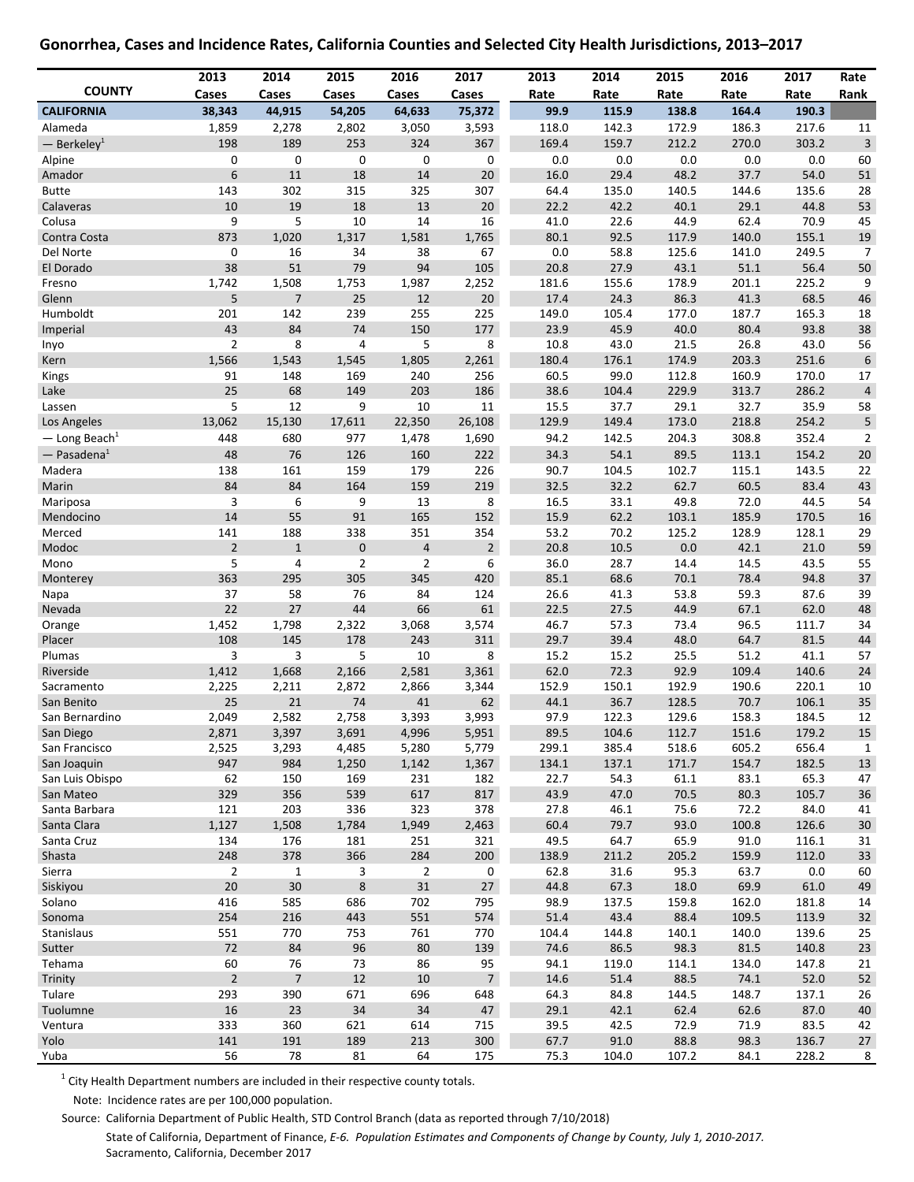## Gonorrhea, Cases and Incidence Rates, California Counties and Selected City Health Jurisdictions, 2013–2017

| COUNTY | 2013 Cases | 2014 Cases | 2015 Cases | 2016 Cases | 2017 Cases | 2013 Rate | 2014 Rate | 2015 Rate | 2016 Rate | 2017 Rate | Rate Rank |
|---|---|---|---|---|---|---|---|---|---|---|---|
| **CALIFORNIA** | **38,343** | **44,915** | **54,205** | **64,633** | **75,372** | **99.9** | **115.9** | **138.8** | **164.4** | **190.3** | |
| Alameda | 1,859 | 2,278 | 2,802 | 3,050 | 3,593 | 118.0 | 142.3 | 172.9 | 186.3 | 217.6 | 11 |
| — Berkeley[1] | 198 | 189 | 253 | 324 | 367 | 169.4 | 159.7 | 212.2 | 270.0 | 303.2 | 3 |
| Alpine | 0 | 0 | 0 | 0 | 0 | 0.0 | 0.0 | 0.0 | 0.0 | 0.0 | 60 |
| Amador | 6 | 11 | 18 | 14 | 20 | 16.0 | 29.4 | 48.2 | 37.7 | 54.0 | 51 |
| Butte | 143 | 302 | 315 | 325 | 307 | 64.4 | 135.0 | 140.5 | 144.6 | 135.6 | 28 |
| Calaveras | 10 | 19 | 18 | 13 | 20 | 22.2 | 42.2 | 40.1 | 29.1 | 44.8 | 53 |
| Colusa | 9 | 5 | 10 | 14 | 16 | 41.0 | 22.6 | 44.9 | 62.4 | 70.9 | 45 |
| Contra Costa | 873 | 1,020 | 1,317 | 1,581 | 1,765 | 80.1 | 92.5 | 117.9 | 140.0 | 155.1 | 19 |
| Del Norte | 0 | 16 | 34 | 38 | 67 | 0.0 | 58.8 | 125.6 | 141.0 | 249.5 | 7 |
| El Dorado | 38 | 51 | 79 | 94 | 105 | 20.8 | 27.9 | 43.1 | 51.1 | 56.4 | 50 |
| Fresno | 1,742 | 1,508 | 1,753 | 1,987 | 2,252 | 181.6 | 155.6 | 178.9 | 201.1 | 225.2 | 9 |
| Glenn | 5 | 7 | 25 | 12 | 20 | 17.4 | 24.3 | 86.3 | 41.3 | 68.5 | 46 |
| Humboldt | 201 | 142 | 239 | 255 | 225 | 149.0 | 105.4 | 177.0 | 187.7 | 165.3 | 18 |
| Imperial | 43 | 84 | 74 | 150 | 177 | 23.9 | 45.9 | 40.0 | 80.4 | 93.8 | 38 |
| Inyo | 2 | 8 | 4 | 5 | 8 | 10.8 | 43.0 | 21.5 | 26.8 | 43.0 | 56 |
| Kern | 1,566 | 1,543 | 1,545 | 1,805 | 2,261 | 180.4 | 176.1 | 174.9 | 203.3 | 251.6 | 6 |
| Kings | 91 | 148 | 169 | 240 | 256 | 60.5 | 99.0 | 112.8 | 160.9 | 170.0 | 17 |
| Lake | 25 | 68 | 149 | 203 | 186 | 38.6 | 104.4 | 229.9 | 313.7 | 286.2 | 4 |
| Lassen | 5 | 12 | 9 | 10 | 11 | 15.5 | 37.7 | 29.1 | 32.7 | 35.9 | 58 |
| Los Angeles | 13,062 | 15,130 | 17,611 | 22,350 | 26,108 | 129.9 | 149.4 | 173.0 | 218.8 | 254.2 | 5 |
| — Long Beach[1] | 448 | 680 | 977 | 1,478 | 1,690 | 94.2 | 142.5 | 204.3 | 308.8 | 352.4 | 2 |
| — Pasadena[1] | 48 | 76 | 126 | 160 | 222 | 34.3 | 54.1 | 89.5 | 113.1 | 154.2 | 20 |
| Madera | 138 | 161 | 159 | 179 | 226 | 90.7 | 104.5 | 102.7 | 115.1 | 143.5 | 22 |
| Marin | 84 | 84 | 164 | 159 | 219 | 32.5 | 32.2 | 62.7 | 60.5 | 83.4 | 43 |
| Mariposa | 3 | 6 | 9 | 13 | 8 | 16.5 | 33.1 | 49.8 | 72.0 | 44.5 | 54 |
| Mendocino | 14 | 55 | 91 | 165 | 152 | 15.9 | 62.2 | 103.1 | 185.9 | 170.5 | 16 |
| Merced | 141 | 188 | 338 | 351 | 354 | 53.2 | 70.2 | 125.2 | 128.9 | 128.1 | 29 |
| Modoc | 2 | 1 | 0 | 4 | 2 | 20.8 | 10.5 | 0.0 | 42.1 | 21.0 | 59 |
| Mono | 5 | 4 | 2 | 2 | 6 | 36.0 | 28.7 | 14.4 | 14.5 | 43.5 | 55 |
| Monterey | 363 | 295 | 305 | 345 | 420 | 85.1 | 68.6 | 70.1 | 78.4 | 94.8 | 37 |
| Napa | 37 | 58 | 76 | 84 | 124 | 26.6 | 41.3 | 53.8 | 59.3 | 87.6 | 39 |
| Nevada | 22 | 27 | 44 | 66 | 61 | 22.5 | 27.5 | 44.9 | 67.1 | 62.0 | 48 |
| Orange | 1,452 | 1,798 | 2,322 | 3,068 | 3,574 | 46.7 | 57.3 | 73.4 | 96.5 | 111.7 | 34 |
| Placer | 108 | 145 | 178 | 243 | 311 | 29.7 | 39.4 | 48.0 | 64.7 | 81.5 | 44 |
| Plumas | 3 | 3 | 5 | 10 | 8 | 15.2 | 15.2 | 25.5 | 51.2 | 41.1 | 57 |
| Riverside | 1,412 | 1,668 | 2,166 | 2,581 | 3,361 | 62.0 | 72.3 | 92.9 | 109.4 | 140.6 | 24 |
| Sacramento | 2,225 | 2,211 | 2,872 | 2,866 | 3,344 | 152.9 | 150.1 | 192.9 | 190.6 | 220.1 | 10 |
| San Benito | 25 | 21 | 74 | 41 | 62 | 44.1 | 36.7 | 128.5 | 70.7 | 106.1 | 35 |
| San Bernardino | 2,049 | 2,582 | 2,758 | 3,393 | 3,993 | 97.9 | 122.3 | 129.6 | 158.3 | 184.5 | 12 |
| San Diego | 2,871 | 3,397 | 3,691 | 4,996 | 5,951 | 89.5 | 104.6 | 112.7 | 151.6 | 179.2 | 15 |
| San Francisco | 2,525 | 3,293 | 4,485 | 5,280 | 5,779 | 299.1 | 385.4 | 518.6 | 605.2 | 656.4 | 1 |
| San Joaquin | 947 | 984 | 1,250 | 1,142 | 1,367 | 134.1 | 137.1 | 171.7 | 154.7 | 182.5 | 13 |
| San Luis Obispo | 62 | 150 | 169 | 231 | 182 | 22.7 | 54.3 | 61.1 | 83.1 | 65.3 | 47 |
| San Mateo | 329 | 356 | 539 | 617 | 817 | 43.9 | 47.0 | 70.5 | 80.3 | 105.7 | 36 |
| Santa Barbara | 121 | 203 | 336 | 323 | 378 | 27.8 | 46.1 | 75.6 | 72.2 | 84.0 | 41 |
| Santa Clara | 1,127 | 1,508 | 1,784 | 1,949 | 2,463 | 60.4 | 79.7 | 93.0 | 100.8 | 126.6 | 30 |
| Santa Cruz | 134 | 176 | 181 | 251 | 321 | 49.5 | 64.7 | 65.9 | 91.0 | 116.1 | 31 |
| Shasta | 248 | 378 | 366 | 284 | 200 | 138.9 | 211.2 | 205.2 | 159.9 | 112.0 | 33 |
| Sierra | 2 | 1 | 3 | 2 | 0 | 62.8 | 31.6 | 95.3 | 63.7 | 0.0 | 60 |
| Siskiyou | 20 | 30 | 8 | 31 | 27 | 44.8 | 67.3 | 18.0 | 69.9 | 61.0 | 49 |
| Solano | 416 | 585 | 686 | 702 | 795 | 98.9 | 137.5 | 159.8 | 162.0 | 181.8 | 14 |
| Sonoma | 254 | 216 | 443 | 551 | 574 | 51.4 | 43.4 | 88.4 | 109.5 | 113.9 | 32 |
| Stanislaus | 551 | 770 | 753 | 761 | 770 | 104.4 | 144.8 | 140.1 | 140.0 | 139.6 | 25 |
| Sutter | 72 | 84 | 96 | 80 | 139 | 74.6 | 86.5 | 98.3 | 81.5 | 140.8 | 23 |
| Tehama | 60 | 76 | 73 | 86 | 95 | 94.1 | 119.0 | 114.1 | 134.0 | 147.8 | 21 |
| Trinity | 2 | 7 | 12 | 10 | 7 | 14.6 | 51.4 | 88.5 | 74.1 | 52.0 | 52 |
| Tulare | 293 | 390 | 671 | 696 | 648 | 64.3 | 84.8 | 144.5 | 148.7 | 137.1 | 26 |
| Tuolumne | 16 | 23 | 34 | 34 | 47 | 29.1 | 42.1 | 62.4 | 62.6 | 87.0 | 40 |
| Ventura | 333 | 360 | 621 | 614 | 715 | 39.5 | 42.5 | 72.9 | 71.9 | 83.5 | 42 |
| Yolo | 141 | 191 | 189 | 213 | 300 | 67.7 | 91.0 | 88.8 | 98.3 | 136.7 | 27 |
| Yuba | 56 | 78 | 81 | 64 | 175 | 75.3 | 104.0 | 107.2 | 84.1 | 228.2 | 8 |

[1] City Health Department numbers are included in their respective county totals.

Note: Incidence rates are per 100,000 population.

Source: California Department of Public Health, STD Control Branch (data as reported through 7/10/2018)

State of California, Department of Finance, *E-6. Population Estimates and Components of Change by County, July 1, 2010-2017.* Sacramento, California, December 2017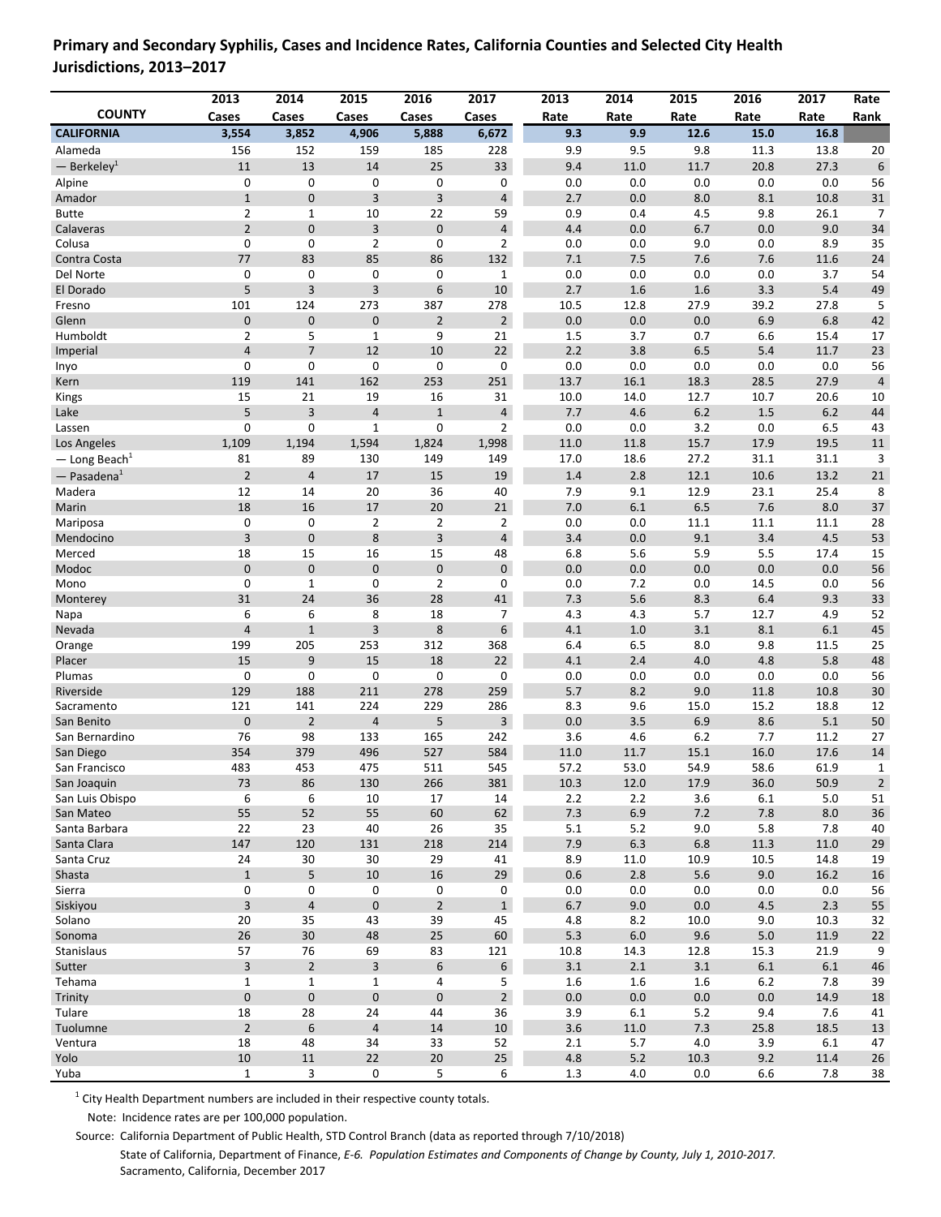**Primary and Secondary Syphilis, Cases and Incidence Rates, California Counties and Selected City Health Jurisdictions, 2013–2017**

| COUNTY | 2013 Cases | 2014 Cases | 2015 Cases | 2016 Cases | 2017 Cases | 2013 Rate | 2014 Rate | 2015 Rate | 2016 Rate | 2017 Rate | Rate Rank |
|---|---|---|---|---|---|---|---|---|---|---|---|
| **CALIFORNIA** | **3,554** | **3,852** | **4,906** | **5,888** | **6,672** | **9.3** | **9.9** | **12.6** | **15.0** | **16.8** | |
| Alameda | 156 | 152 | 159 | 185 | 228 | 9.9 | 9.5 | 9.8 | 11.3 | 13.8 | 20 |
| — Berkeley[1] | 11 | 13 | 14 | 25 | 33 | 9.4 | 11.0 | 11.7 | 20.8 | 27.3 | 6 |
| Alpine | 0 | 0 | 0 | 0 | 0 | 0.0 | 0.0 | 0.0 | 0.0 | 0.0 | 56 |
| Amador | 1 | 0 | 3 | 3 | 4 | 2.7 | 0.0 | 8.0 | 8.1 | 10.8 | 31 |
| Butte | 2 | 1 | 10 | 22 | 59 | 0.9 | 0.4 | 4.5 | 9.8 | 26.1 | 7 |
| Calaveras | 2 | 0 | 3 | 0 | 4 | 4.4 | 0.0 | 6.7 | 0.0 | 9.0 | 34 |
| Colusa | 0 | 0 | 2 | 0 | 2 | 0.0 | 0.0 | 9.0 | 0.0 | 8.9 | 35 |
| Contra Costa | 77 | 83 | 85 | 86 | 132 | 7.1 | 7.5 | 7.6 | 7.6 | 11.6 | 24 |
| Del Norte | 0 | 0 | 0 | 0 | 1 | 0.0 | 0.0 | 0.0 | 0.0 | 3.7 | 54 |
| El Dorado | 5 | 3 | 3 | 6 | 10 | 2.7 | 1.6 | 1.6 | 3.3 | 5.4 | 49 |
| Fresno | 101 | 124 | 273 | 387 | 278 | 10.5 | 12.8 | 27.9 | 39.2 | 27.8 | 5 |
| Glenn | 0 | 0 | 0 | 2 | 2 | 0.0 | 0.0 | 0.0 | 6.9 | 6.8 | 42 |
| Humboldt | 2 | 5 | 1 | 9 | 21 | 1.5 | 3.7 | 0.7 | 6.6 | 15.4 | 17 |
| Imperial | 4 | 7 | 12 | 10 | 22 | 2.2 | 3.8 | 6.5 | 5.4 | 11.7 | 23 |
| Inyo | 0 | 0 | 0 | 0 | 0 | 0.0 | 0.0 | 0.0 | 0.0 | 0.0 | 56 |
| Kern | 119 | 141 | 162 | 253 | 251 | 13.7 | 16.1 | 18.3 | 28.5 | 27.9 | 4 |
| Kings | 15 | 21 | 19 | 16 | 31 | 10.0 | 14.0 | 12.7 | 10.7 | 20.6 | 10 |
| Lake | 5 | 3 | 4 | 1 | 4 | 7.7 | 4.6 | 6.2 | 1.5 | 6.2 | 44 |
| Lassen | 0 | 0 | 1 | 0 | 2 | 0.0 | 0.0 | 3.2 | 0.0 | 6.5 | 43 |
| Los Angeles | 1,109 | 1,194 | 1,594 | 1,824 | 1,998 | 11.0 | 11.8 | 15.7 | 17.9 | 19.5 | 11 |
| — Long Beach[1] | 81 | 89 | 130 | 149 | 149 | 17.0 | 18.6 | 27.2 | 31.1 | 31.1 | 3 |
| — Pasadena[1] | 2 | 4 | 17 | 15 | 19 | 1.4 | 2.8 | 12.1 | 10.6 | 13.2 | 21 |
| Madera | 12 | 14 | 20 | 36 | 40 | 7.9 | 9.1 | 12.9 | 23.1 | 25.4 | 8 |
| Marin | 18 | 16 | 17 | 20 | 21 | 7.0 | 6.1 | 6.5 | 7.6 | 8.0 | 37 |
| Mariposa | 0 | 0 | 2 | 2 | 2 | 0.0 | 0.0 | 11.1 | 11.1 | 11.1 | 28 |
| Mendocino | 3 | 0 | 8 | 3 | 4 | 3.4 | 0.0 | 9.1 | 3.4 | 4.5 | 53 |
| Merced | 18 | 15 | 16 | 15 | 48 | 6.8 | 5.6 | 5.9 | 5.5 | 17.4 | 15 |
| Modoc | 0 | 0 | 0 | 0 | 0 | 0.0 | 0.0 | 0.0 | 0.0 | 0.0 | 56 |
| Mono | 0 | 1 | 0 | 2 | 0 | 0.0 | 7.2 | 0.0 | 14.5 | 0.0 | 56 |
| Monterey | 31 | 24 | 36 | 28 | 41 | 7.3 | 5.6 | 8.3 | 6.4 | 9.3 | 33 |
| Napa | 6 | 6 | 8 | 18 | 7 | 4.3 | 4.3 | 5.7 | 12.7 | 4.9 | 52 |
| Nevada | 4 | 1 | 3 | 8 | 6 | 4.1 | 1.0 | 3.1 | 8.1 | 6.1 | 45 |
| Orange | 199 | 205 | 253 | 312 | 368 | 6.4 | 6.5 | 8.0 | 9.8 | 11.5 | 25 |
| Placer | 15 | 9 | 15 | 18 | 22 | 4.1 | 2.4 | 4.0 | 4.8 | 5.8 | 48 |
| Plumas | 0 | 0 | 0 | 0 | 0 | 0.0 | 0.0 | 0.0 | 0.0 | 0.0 | 56 |
| Riverside | 129 | 188 | 211 | 278 | 259 | 5.7 | 8.2 | 9.0 | 11.8 | 10.8 | 30 |
| Sacramento | 121 | 141 | 224 | 229 | 286 | 8.3 | 9.6 | 15.0 | 15.2 | 18.8 | 12 |
| San Benito | 0 | 2 | 4 | 5 | 3 | 0.0 | 3.5 | 6.9 | 8.6 | 5.1 | 50 |
| San Bernardino | 76 | 98 | 133 | 165 | 242 | 3.6 | 4.6 | 6.2 | 7.7 | 11.2 | 27 |
| San Diego | 354 | 379 | 496 | 527 | 584 | 11.0 | 11.7 | 15.1 | 16.0 | 17.6 | 14 |
| San Francisco | 483 | 453 | 475 | 511 | 545 | 57.2 | 53.0 | 54.9 | 58.6 | 61.9 | 1 |
| San Joaquin | 73 | 86 | 130 | 266 | 381 | 10.3 | 12.0 | 17.9 | 36.0 | 50.9 | 2 |
| San Luis Obispo | 6 | 6 | 10 | 17 | 14 | 2.2 | 2.2 | 3.6 | 6.1 | 5.0 | 51 |
| San Mateo | 55 | 52 | 55 | 60 | 62 | 7.3 | 6.9 | 7.2 | 7.8 | 8.0 | 36 |
| Santa Barbara | 22 | 23 | 40 | 26 | 35 | 5.1 | 5.2 | 9.0 | 5.8 | 7.8 | 40 |
| Santa Clara | 147 | 120 | 131 | 218 | 214 | 7.9 | 6.3 | 6.8 | 11.3 | 11.0 | 29 |
| Santa Cruz | 24 | 30 | 30 | 29 | 41 | 8.9 | 11.0 | 10.9 | 10.5 | 14.8 | 19 |
| Shasta | 1 | 5 | 10 | 16 | 29 | 0.6 | 2.8 | 5.6 | 9.0 | 16.2 | 16 |
| Sierra | 0 | 0 | 0 | 0 | 0 | 0.0 | 0.0 | 0.0 | 0.0 | 0.0 | 56 |
| Siskiyou | 3 | 4 | 0 | 2 | 1 | 6.7 | 9.0 | 0.0 | 4.5 | 2.3 | 55 |
| Solano | 20 | 35 | 43 | 39 | 45 | 4.8 | 8.2 | 10.0 | 9.0 | 10.3 | 32 |
| Sonoma | 26 | 30 | 48 | 25 | 60 | 5.3 | 6.0 | 9.6 | 5.0 | 11.9 | 22 |
| Stanislaus | 57 | 76 | 69 | 83 | 121 | 10.8 | 14.3 | 12.8 | 15.3 | 21.9 | 9 |
| Sutter | 3 | 2 | 3 | 6 | 6 | 3.1 | 2.1 | 3.1 | 6.1 | 6.1 | 46 |
| Tehama | 1 | 1 | 1 | 4 | 5 | 1.6 | 1.6 | 1.6 | 6.2 | 7.8 | 39 |
| Trinity | 0 | 0 | 0 | 0 | 2 | 0.0 | 0.0 | 0.0 | 0.0 | 14.9 | 18 |
| Tulare | 18 | 28 | 24 | 44 | 36 | 3.9 | 6.1 | 5.2 | 9.4 | 7.6 | 41 |
| Tuolumne | 2 | 6 | 4 | 14 | 10 | 3.6 | 11.0 | 7.3 | 25.8 | 18.5 | 13 |
| Ventura | 18 | 48 | 34 | 33 | 52 | 2.1 | 5.7 | 4.0 | 3.9 | 6.1 | 47 |
| Yolo | 10 | 11 | 22 | 20 | 25 | 4.8 | 5.2 | 10.3 | 9.2 | 11.4 | 26 |
| Yuba | 1 | 3 | 0 | 5 | 6 | 1.3 | 4.0 | 0.0 | 6.6 | 7.8 | 38 |

[1] City Health Department numbers are included in their respective county totals.

Note: Incidence rates are per 100,000 population.

Source: California Department of Public Health, STD Control Branch (data as reported through 7/10/2018)
State of California, Department of Finance, *E-6. Population Estimates and Components of Change by County, July 1, 2010-2017.* Sacramento, California, December 2017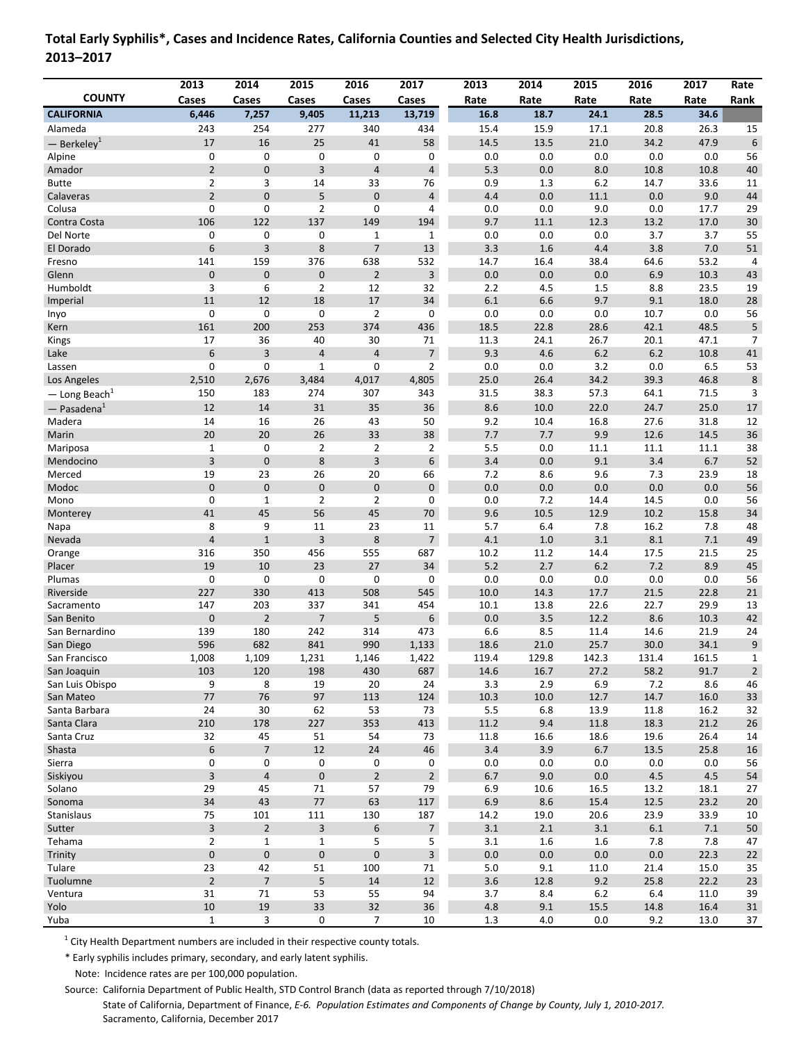**Total Early Syphilis*, Cases and Incidence Rates, California Counties and Selected City Health Jurisdictions, 2013–2017**

| COUNTY | 2013 Cases | 2014 Cases | 2015 Cases | 2016 Cases | 2017 Cases | 2013 Rate | 2014 Rate | 2015 Rate | 2016 Rate | 2017 Rate | Rate Rank |
|---|---|---|---|---|---|---|---|---|---|---|---|
| **CALIFORNIA** | **6,446** | **7,257** | **9,405** | **11,213** | **13,719** | **16.8** | **18.7** | **24.1** | **28.5** | **34.6** | |
| Alameda | 243 | 254 | 277 | 340 | 434 | 15.4 | 15.9 | 17.1 | 20.8 | 26.3 | 15 |
| — Berkeley[1] | 17 | 16 | 25 | 41 | 58 | 14.5 | 13.5 | 21.0 | 34.2 | 47.9 | 6 |
| Alpine | 0 | 0 | 0 | 0 | 0 | 0.0 | 0.0 | 0.0 | 0.0 | 0.0 | 56 |
| Amador | 2 | 0 | 3 | 4 | 4 | 5.3 | 0.0 | 8.0 | 10.8 | 10.8 | 40 |
| Butte | 2 | 3 | 14 | 33 | 76 | 0.9 | 1.3 | 6.2 | 14.7 | 33.6 | 11 |
| Calaveras | 2 | 0 | 5 | 0 | 4 | 4.4 | 0.0 | 11.1 | 0.0 | 9.0 | 44 |
| Colusa | 0 | 0 | 2 | 0 | 4 | 0.0 | 0.0 | 9.0 | 0.0 | 17.7 | 29 |
| Contra Costa | 106 | 122 | 137 | 149 | 194 | 9.7 | 11.1 | 12.3 | 13.2 | 17.0 | 30 |
| Del Norte | 0 | 0 | 0 | 1 | 1 | 0.0 | 0.0 | 0.0 | 3.7 | 3.7 | 55 |
| El Dorado | 6 | 3 | 8 | 7 | 13 | 3.3 | 1.6 | 4.4 | 3.8 | 7.0 | 51 |
| Fresno | 141 | 159 | 376 | 638 | 532 | 14.7 | 16.4 | 38.4 | 64.6 | 53.2 | 4 |
| Glenn | 0 | 0 | 0 | 2 | 3 | 0.0 | 0.0 | 0.0 | 6.9 | 10.3 | 43 |
| Humboldt | 3 | 6 | 2 | 12 | 32 | 2.2 | 4.5 | 1.5 | 8.8 | 23.5 | 19 |
| Imperial | 11 | 12 | 18 | 17 | 34 | 6.1 | 6.6 | 9.7 | 9.1 | 18.0 | 28 |
| Inyo | 0 | 0 | 0 | 2 | 0 | 0.0 | 0.0 | 0.0 | 10.7 | 0.0 | 56 |
| Kern | 161 | 200 | 253 | 374 | 436 | 18.5 | 22.8 | 28.6 | 42.1 | 48.5 | 5 |
| Kings | 17 | 36 | 40 | 30 | 71 | 11.3 | 24.1 | 26.7 | 20.1 | 47.1 | 7 |
| Lake | 6 | 3 | 4 | 4 | 7 | 9.3 | 4.6 | 6.2 | 6.2 | 10.8 | 41 |
| Lassen | 0 | 0 | 1 | 0 | 2 | 0.0 | 0.0 | 3.2 | 0.0 | 6.5 | 53 |
| Los Angeles | 2,510 | 2,676 | 3,484 | 4,017 | 4,805 | 25.0 | 26.4 | 34.2 | 39.3 | 46.8 | 8 |
| — Long Beach[1] | 150 | 183 | 274 | 307 | 343 | 31.5 | 38.3 | 57.3 | 64.1 | 71.5 | 3 |
| — Pasadena[1] | 12 | 14 | 31 | 35 | 36 | 8.6 | 10.0 | 22.0 | 24.7 | 25.0 | 17 |
| Madera | 14 | 16 | 26 | 43 | 50 | 9.2 | 10.4 | 16.8 | 27.6 | 31.8 | 12 |
| Marin | 20 | 20 | 26 | 33 | 38 | 7.7 | 7.7 | 9.9 | 12.6 | 14.5 | 36 |
| Mariposa | 1 | 0 | 2 | 2 | 2 | 5.5 | 0.0 | 11.1 | 11.1 | 11.1 | 38 |
| Mendocino | 3 | 0 | 8 | 3 | 6 | 3.4 | 0.0 | 9.1 | 3.4 | 6.7 | 52 |
| Merced | 19 | 23 | 26 | 20 | 66 | 7.2 | 8.6 | 9.6 | 7.3 | 23.9 | 18 |
| Modoc | 0 | 0 | 0 | 0 | 0 | 0.0 | 0.0 | 0.0 | 0.0 | 0.0 | 56 |
| Mono | 0 | 1 | 2 | 2 | 0 | 0.0 | 7.2 | 14.4 | 14.5 | 0.0 | 56 |
| Monterey | 41 | 45 | 56 | 45 | 70 | 9.6 | 10.5 | 12.9 | 10.2 | 15.8 | 34 |
| Napa | 8 | 9 | 11 | 23 | 11 | 5.7 | 6.4 | 7.8 | 16.2 | 7.8 | 48 |
| Nevada | 4 | 1 | 3 | 8 | 7 | 4.1 | 1.0 | 3.1 | 8.1 | 7.1 | 49 |
| Orange | 316 | 350 | 456 | 555 | 687 | 10.2 | 11.2 | 14.4 | 17.5 | 21.5 | 25 |
| Placer | 19 | 10 | 23 | 27 | 34 | 5.2 | 2.7 | 6.2 | 7.2 | 8.9 | 45 |
| Plumas | 0 | 0 | 0 | 0 | 0 | 0.0 | 0.0 | 0.0 | 0.0 | 0.0 | 56 |
| Riverside | 227 | 330 | 413 | 508 | 545 | 10.0 | 14.3 | 17.7 | 21.5 | 22.8 | 21 |
| Sacramento | 147 | 203 | 337 | 341 | 454 | 10.1 | 13.8 | 22.6 | 22.7 | 29.9 | 13 |
| San Benito | 0 | 2 | 7 | 5 | 6 | 0.0 | 3.5 | 12.2 | 8.6 | 10.3 | 42 |
| San Bernardino | 139 | 180 | 242 | 314 | 473 | 6.6 | 8.5 | 11.4 | 14.6 | 21.9 | 24 |
| San Diego | 596 | 682 | 841 | 990 | 1,133 | 18.6 | 21.0 | 25.7 | 30.0 | 34.1 | 9 |
| San Francisco | 1,008 | 1,109 | 1,231 | 1,146 | 1,422 | 119.4 | 129.8 | 142.3 | 131.4 | 161.5 | 1 |
| San Joaquin | 103 | 120 | 198 | 430 | 687 | 14.6 | 16.7 | 27.2 | 58.2 | 91.7 | 2 |
| San Luis Obispo | 9 | 8 | 19 | 20 | 24 | 3.3 | 2.9 | 6.9 | 7.2 | 8.6 | 46 |
| San Mateo | 77 | 76 | 97 | 113 | 124 | 10.3 | 10.0 | 12.7 | 14.7 | 16.0 | 33 |
| Santa Barbara | 24 | 30 | 62 | 53 | 73 | 5.5 | 6.8 | 13.9 | 11.8 | 16.2 | 32 |
| Santa Clara | 210 | 178 | 227 | 353 | 413 | 11.2 | 9.4 | 11.8 | 18.3 | 21.2 | 26 |
| Santa Cruz | 32 | 45 | 51 | 54 | 73 | 11.8 | 16.6 | 18.6 | 19.6 | 26.4 | 14 |
| Shasta | 6 | 7 | 12 | 24 | 46 | 3.4 | 3.9 | 6.7 | 13.5 | 25.8 | 16 |
| Sierra | 0 | 0 | 0 | 0 | 0 | 0.0 | 0.0 | 0.0 | 0.0 | 0.0 | 56 |
| Siskiyou | 3 | 4 | 0 | 2 | 2 | 6.7 | 9.0 | 0.0 | 4.5 | 4.5 | 54 |
| Solano | 29 | 45 | 71 | 57 | 79 | 6.9 | 10.6 | 16.5 | 13.2 | 18.1 | 27 |
| Sonoma | 34 | 43 | 77 | 63 | 117 | 6.9 | 8.6 | 15.4 | 12.5 | 23.2 | 20 |
| Stanislaus | 75 | 101 | 111 | 130 | 187 | 14.2 | 19.0 | 20.6 | 23.9 | 33.9 | 10 |
| Sutter | 3 | 2 | 3 | 6 | 7 | 3.1 | 2.1 | 3.1 | 6.1 | 7.1 | 50 |
| Tehama | 2 | 1 | 1 | 5 | 5 | 3.1 | 1.6 | 1.6 | 7.8 | 7.8 | 47 |
| Trinity | 0 | 0 | 0 | 0 | 3 | 0.0 | 0.0 | 0.0 | 0.0 | 22.3 | 22 |
| Tulare | 23 | 42 | 51 | 100 | 71 | 5.0 | 9.1 | 11.0 | 21.4 | 15.0 | 35 |
| Tuolumne | 2 | 7 | 5 | 14 | 12 | 3.6 | 12.8 | 9.2 | 25.8 | 22.2 | 23 |
| Ventura | 31 | 71 | 53 | 55 | 94 | 3.7 | 8.4 | 6.2 | 6.4 | 11.0 | 39 |
| Yolo | 10 | 19 | 33 | 32 | 36 | 4.8 | 9.1 | 15.5 | 14.8 | 16.4 | 31 |
| Yuba | 1 | 3 | 0 | 7 | 10 | 1.3 | 4.0 | 0.0 | 9.2 | 13.0 | 37 |

[1] City Health Department numbers are included in their respective county totals.

* Early syphilis includes primary, secondary, and early latent syphilis.

Note: Incidence rates are per 100,000 population.

Source: California Department of Public Health, STD Control Branch (data as reported through 7/10/2018)
State of California, Department of Finance, *E-6. Population Estimates and Components of Change by County, July 1, 2010-2017.* Sacramento, California, December 2017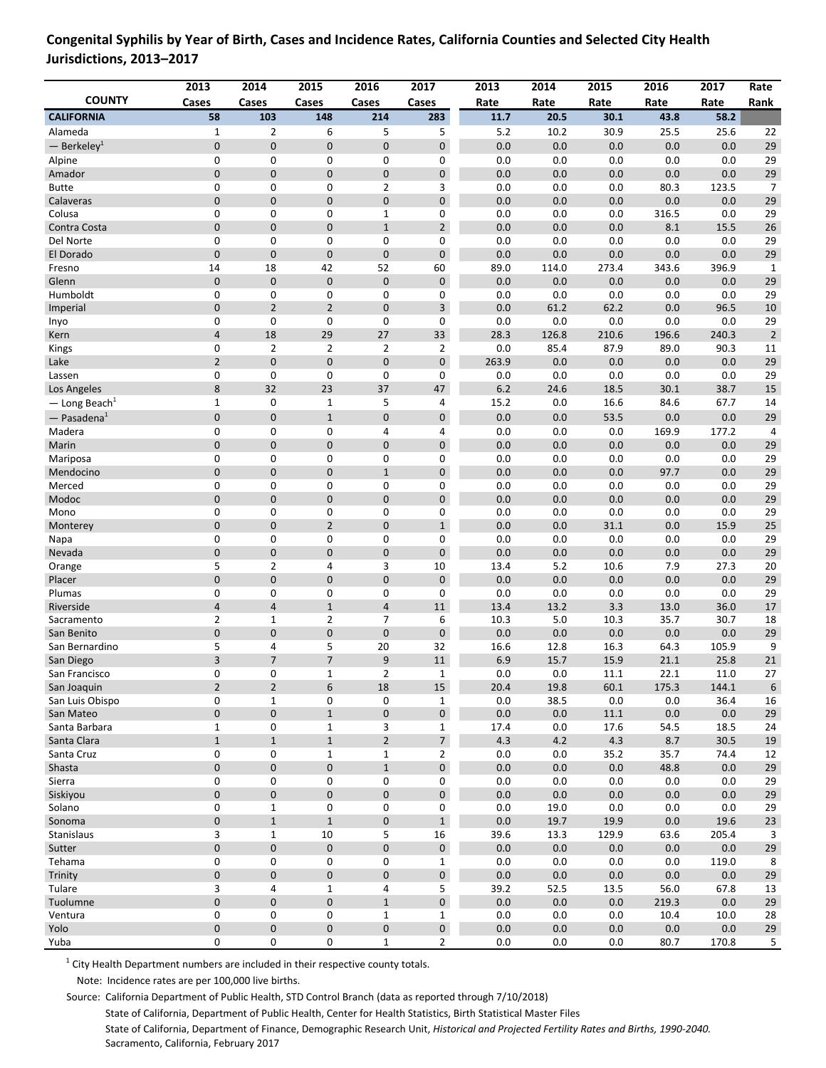**Congenital Syphilis by Year of Birth, Cases and Incidence Rates, California Counties and Selected City Health Jurisdictions, 2013–2017**

| COUNTY | 2013 Cases | 2014 Cases | 2015 Cases | 2016 Cases | 2017 Cases | 2013 Rate | 2014 Rate | 2015 Rate | 2016 Rate | 2017 Rate | Rate Rank |
|---|---|---|---|---|---|---|---|---|---|---|---|
| **CALIFORNIA** | **58** | **103** | **148** | **214** | **283** | **11.7** | **20.5** | **30.1** | **43.8** | **58.2** | |
| Alameda | 1 | 2 | 6 | 5 | 5 | 5.2 | 10.2 | 30.9 | 25.5 | 25.6 | 22 |
| — Berkeley[1] | 0 | 0 | 0 | 0 | 0 | 0.0 | 0.0 | 0.0 | 0.0 | 0.0 | 29 |
| Alpine | 0 | 0 | 0 | 0 | 0 | 0.0 | 0.0 | 0.0 | 0.0 | 0.0 | 29 |
| Amador | 0 | 0 | 0 | 0 | 0 | 0.0 | 0.0 | 0.0 | 0.0 | 0.0 | 29 |
| Butte | 0 | 0 | 0 | 2 | 3 | 0.0 | 0.0 | 0.0 | 80.3 | 123.5 | 7 |
| Calaveras | 0 | 0 | 0 | 0 | 0 | 0.0 | 0.0 | 0.0 | 0.0 | 0.0 | 29 |
| Colusa | 0 | 0 | 0 | 1 | 0 | 0.0 | 0.0 | 0.0 | 316.5 | 0.0 | 29 |
| Contra Costa | 0 | 0 | 0 | 1 | 2 | 0.0 | 0.0 | 0.0 | 8.1 | 15.5 | 26 |
| Del Norte | 0 | 0 | 0 | 0 | 0 | 0.0 | 0.0 | 0.0 | 0.0 | 0.0 | 29 |
| El Dorado | 0 | 0 | 0 | 0 | 0 | 0.0 | 0.0 | 0.0 | 0.0 | 0.0 | 29 |
| Fresno | 14 | 18 | 42 | 52 | 60 | 89.0 | 114.0 | 273.4 | 343.6 | 396.9 | 1 |
| Glenn | 0 | 0 | 0 | 0 | 0 | 0.0 | 0.0 | 0.0 | 0.0 | 0.0 | 29 |
| Humboldt | 0 | 0 | 0 | 0 | 0 | 0.0 | 0.0 | 0.0 | 0.0 | 0.0 | 29 |
| Imperial | 0 | 2 | 2 | 0 | 3 | 0.0 | 61.2 | 62.2 | 0.0 | 96.5 | 10 |
| Inyo | 0 | 0 | 0 | 0 | 0 | 0.0 | 0.0 | 0.0 | 0.0 | 0.0 | 29 |
| Kern | 4 | 18 | 29 | 27 | 33 | 28.3 | 126.8 | 210.6 | 196.6 | 240.3 | 2 |
| Kings | 0 | 2 | 2 | 2 | 2 | 0.0 | 85.4 | 87.9 | 89.0 | 90.3 | 11 |
| Lake | 2 | 0 | 0 | 0 | 0 | 263.9 | 0.0 | 0.0 | 0.0 | 0.0 | 29 |
| Lassen | 0 | 0 | 0 | 0 | 0 | 0.0 | 0.0 | 0.0 | 0.0 | 0.0 | 29 |
| Los Angeles | 8 | 32 | 23 | 37 | 47 | 6.2 | 24.6 | 18.5 | 30.1 | 38.7 | 15 |
| — Long Beach[1] | 1 | 0 | 1 | 5 | 4 | 15.2 | 0.0 | 16.6 | 84.6 | 67.7 | 14 |
| — Pasadena[1] | 0 | 0 | 1 | 0 | 0 | 0.0 | 0.0 | 53.5 | 0.0 | 0.0 | 29 |
| Madera | 0 | 0 | 0 | 4 | 4 | 0.0 | 0.0 | 0.0 | 169.9 | 177.2 | 4 |
| Marin | 0 | 0 | 0 | 0 | 0 | 0.0 | 0.0 | 0.0 | 0.0 | 0.0 | 29 |
| Mariposa | 0 | 0 | 0 | 0 | 0 | 0.0 | 0.0 | 0.0 | 0.0 | 0.0 | 29 |
| Mendocino | 0 | 0 | 0 | 1 | 0 | 0.0 | 0.0 | 0.0 | 97.7 | 0.0 | 29 |
| Merced | 0 | 0 | 0 | 0 | 0 | 0.0 | 0.0 | 0.0 | 0.0 | 0.0 | 29 |
| Modoc | 0 | 0 | 0 | 0 | 0 | 0.0 | 0.0 | 0.0 | 0.0 | 0.0 | 29 |
| Mono | 0 | 0 | 0 | 0 | 0 | 0.0 | 0.0 | 0.0 | 0.0 | 0.0 | 29 |
| Monterey | 0 | 0 | 2 | 0 | 1 | 0.0 | 0.0 | 31.1 | 0.0 | 15.9 | 25 |
| Napa | 0 | 0 | 0 | 0 | 0 | 0.0 | 0.0 | 0.0 | 0.0 | 0.0 | 29 |
| Nevada | 0 | 0 | 0 | 0 | 0 | 0.0 | 0.0 | 0.0 | 0.0 | 0.0 | 29 |
| Orange | 5 | 2 | 4 | 3 | 10 | 13.4 | 5.2 | 10.6 | 7.9 | 27.3 | 20 |
| Placer | 0 | 0 | 0 | 0 | 0 | 0.0 | 0.0 | 0.0 | 0.0 | 0.0 | 29 |
| Plumas | 0 | 0 | 0 | 0 | 0 | 0.0 | 0.0 | 0.0 | 0.0 | 0.0 | 29 |
| Riverside | 4 | 4 | 1 | 4 | 11 | 13.4 | 13.2 | 3.3 | 13.0 | 36.0 | 17 |
| Sacramento | 2 | 1 | 2 | 7 | 6 | 10.3 | 5.0 | 10.3 | 35.7 | 30.7 | 18 |
| San Benito | 0 | 0 | 0 | 0 | 0 | 0.0 | 0.0 | 0.0 | 0.0 | 0.0 | 29 |
| San Bernardino | 5 | 4 | 5 | 20 | 32 | 16.6 | 12.8 | 16.3 | 64.3 | 105.9 | 9 |
| San Diego | 3 | 7 | 7 | 9 | 11 | 6.9 | 15.7 | 15.9 | 21.1 | 25.8 | 21 |
| San Francisco | 0 | 0 | 1 | 2 | 1 | 0.0 | 0.0 | 11.1 | 22.1 | 11.0 | 27 |
| San Joaquin | 2 | 2 | 6 | 18 | 15 | 20.4 | 19.8 | 60.1 | 175.3 | 144.1 | 6 |
| San Luis Obispo | 0 | 1 | 0 | 0 | 1 | 0.0 | 38.5 | 0.0 | 0.0 | 36.4 | 16 |
| San Mateo | 0 | 0 | 1 | 0 | 0 | 0.0 | 0.0 | 11.1 | 0.0 | 0.0 | 29 |
| Santa Barbara | 1 | 0 | 1 | 3 | 1 | 17.4 | 0.0 | 17.6 | 54.5 | 18.5 | 24 |
| Santa Clara | 1 | 1 | 1 | 2 | 7 | 4.3 | 4.2 | 4.3 | 8.7 | 30.5 | 19 |
| Santa Cruz | 0 | 0 | 1 | 1 | 2 | 0.0 | 0.0 | 35.2 | 35.7 | 74.4 | 12 |
| Shasta | 0 | 0 | 0 | 1 | 0 | 0.0 | 0.0 | 0.0 | 48.8 | 0.0 | 29 |
| Sierra | 0 | 0 | 0 | 0 | 0 | 0.0 | 0.0 | 0.0 | 0.0 | 0.0 | 29 |
| Siskiyou | 0 | 0 | 0 | 0 | 0 | 0.0 | 0.0 | 0.0 | 0.0 | 0.0 | 29 |
| Solano | 0 | 1 | 0 | 0 | 0 | 0.0 | 19.0 | 0.0 | 0.0 | 0.0 | 29 |
| Sonoma | 0 | 1 | 1 | 0 | 1 | 0.0 | 19.7 | 19.9 | 0.0 | 19.6 | 23 |
| Stanislaus | 3 | 1 | 10 | 5 | 16 | 39.6 | 13.3 | 129.9 | 63.6 | 205.4 | 3 |
| Sutter | 0 | 0 | 0 | 0 | 0 | 0.0 | 0.0 | 0.0 | 0.0 | 0.0 | 29 |
| Tehama | 0 | 0 | 0 | 0 | 1 | 0.0 | 0.0 | 0.0 | 0.0 | 119.0 | 8 |
| Trinity | 0 | 0 | 0 | 0 | 0 | 0.0 | 0.0 | 0.0 | 0.0 | 0.0 | 29 |
| Tulare | 3 | 4 | 1 | 4 | 5 | 39.2 | 52.5 | 13.5 | 56.0 | 67.8 | 13 |
| Tuolumne | 0 | 0 | 0 | 1 | 0 | 0.0 | 0.0 | 0.0 | 219.3 | 0.0 | 29 |
| Ventura | 0 | 0 | 0 | 1 | 1 | 0.0 | 0.0 | 0.0 | 10.4 | 10.0 | 28 |
| Yolo | 0 | 0 | 0 | 0 | 0 | 0.0 | 0.0 | 0.0 | 0.0 | 0.0 | 29 |
| Yuba | 0 | 0 | 0 | 1 | 2 | 0.0 | 0.0 | 0.0 | 80.7 | 170.8 | 5 |

[1] City Health Department numbers are included in their respective county totals.

Note: Incidence rates are per 100,000 live births.

Source: California Department of Public Health, STD Control Branch (data as reported through 7/10/2018)

State of California, Department of Public Health, Center for Health Statistics, Birth Statistical Master Files

State of California, Department of Finance, Demographic Research Unit, *Historical and Projected Fertility Rates and Births, 1990-2040.* Sacramento, California, February 2017